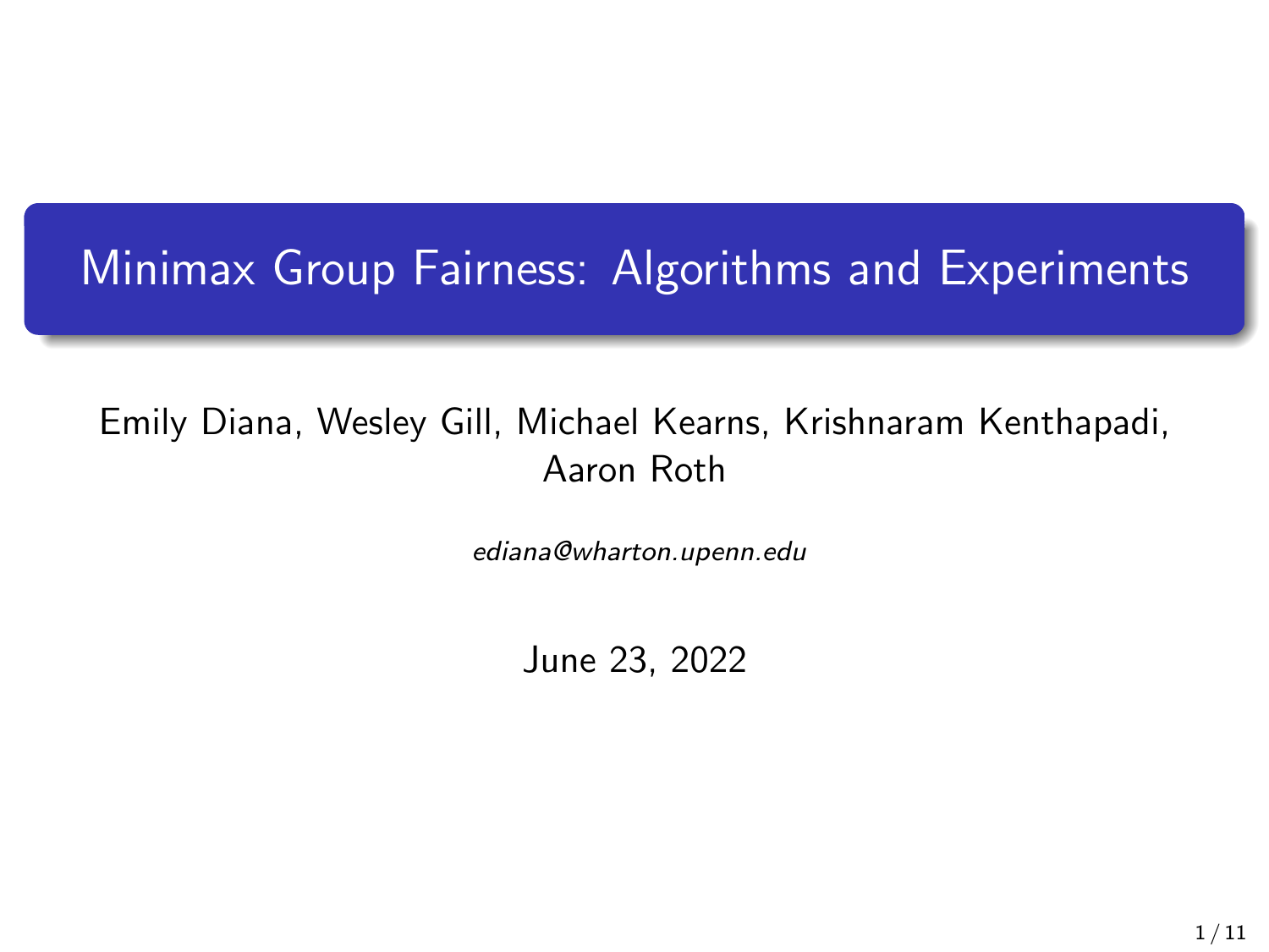# Minimax Group Fairness: Algorithms and Experiments

Emily Diana, Wesley Gill, Michael Kearns, Krishnaram Kenthapadi, Aaron Roth

*ediana@wharton.upenn.edu*

June 23, 2022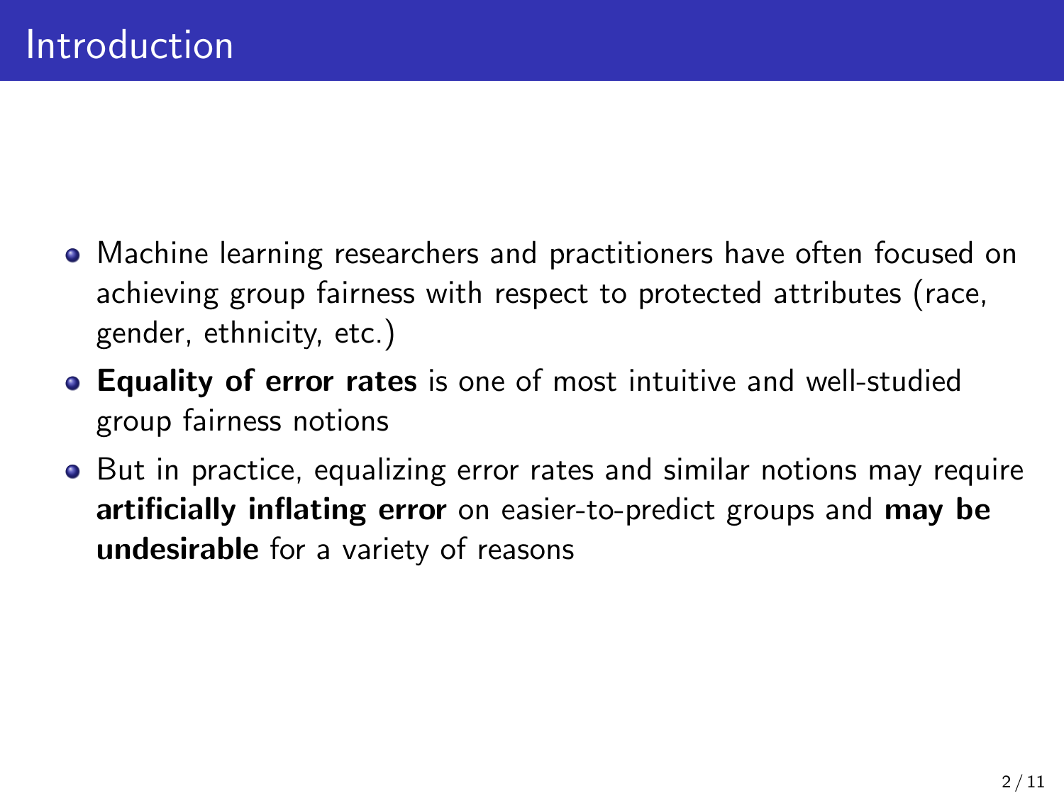# Introduction

- Machine learning researchers and practitioners have often focused on achieving group fairness with respect to protected attributes (race, gender, ethnicity, etc.)
- **Equality of error rates** is one of most intuitive and well-studied group fairness notions
- But in practice, equalizing error rates and similar notions may require **artificially inflating error** on easier-to-predict groups and **may be undesirable** for a variety of reasons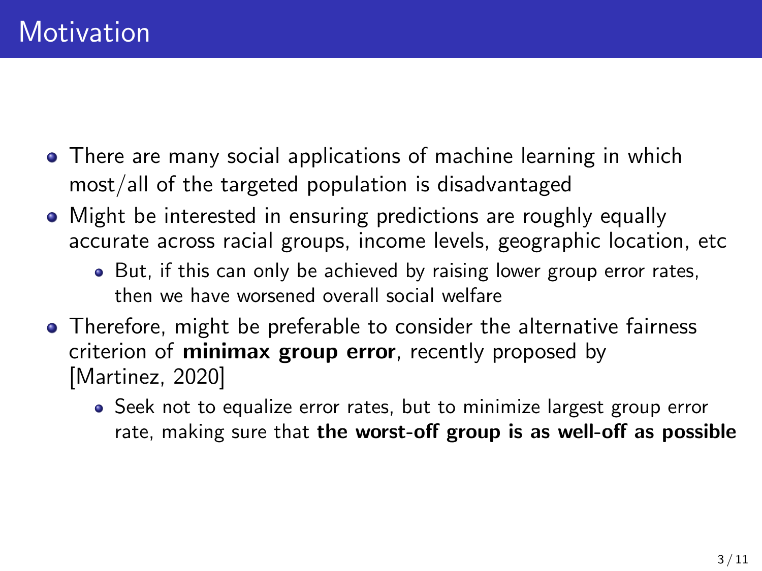# Motivation

- There are many social applications of machine learning in which most/all of the targeted population is disadvantaged
- Might be interested in ensuring predictions are roughly equally accurate across racial groups, income levels, geographic location, etc
  - But, if this can only be achieved by raising lower group error rates, then we have worsened overall social welfare
- Therefore, might be preferable to consider the alternative fairness criterion of **minimax group error**, recently proposed by [Martinez, 2020]
  - Seek not to equalize error rates, but to minimize largest group error rate, making sure that **the worst-off group is as well-off as possible**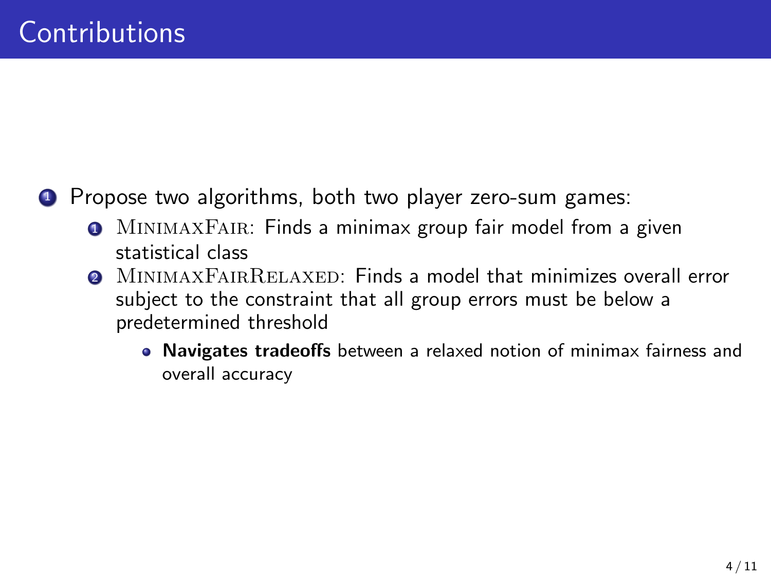# Contributions

1. Propose two algorithms, both two player zero-sum games:
    1. MinimaxFair: Finds a minimax group fair model from a given statistical class
    2. MinimaxFairRelaxed: Finds a model that minimizes overall error subject to the constraint that all group errors must be below a predetermined threshold
        - **Navigates tradeoffs** between a relaxed notion of minimax fairness and overall accuracy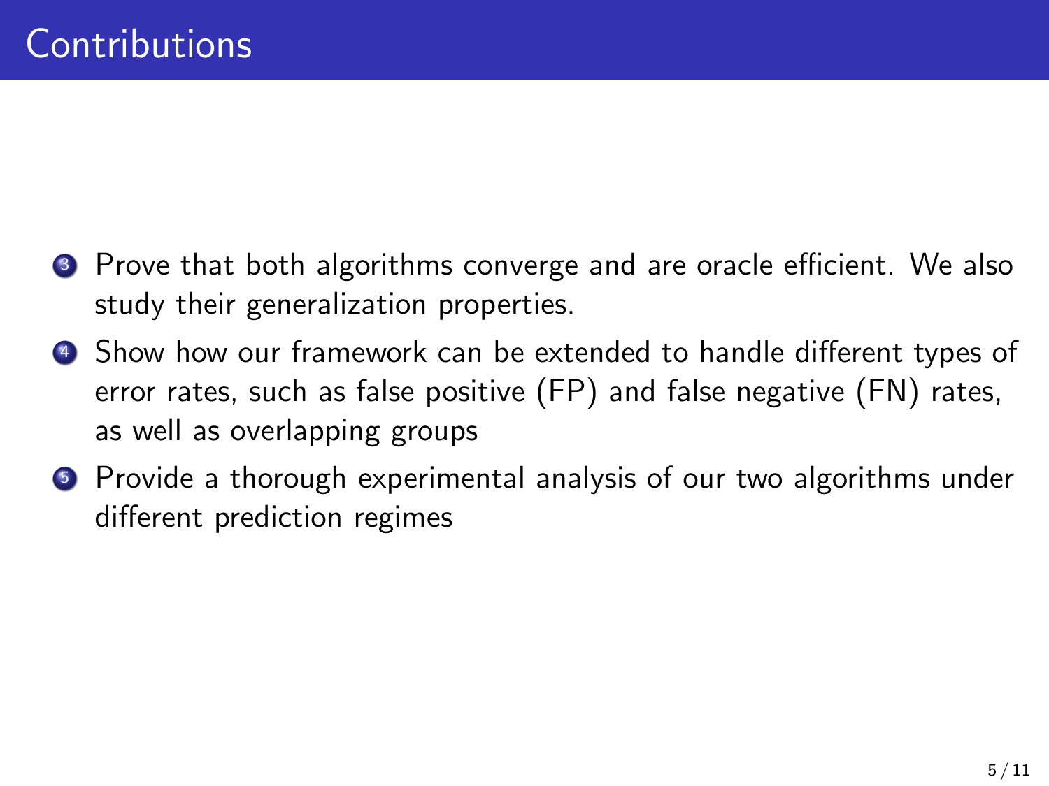# Contributions

3. Prove that both algorithms converge and are oracle efficient. We also study their generalization properties.
4. Show how our framework can be extended to handle different types of error rates, such as false positive (FP) and false negative (FN) rates, as well as overlapping groups
5. Provide a thorough experimental analysis of our two algorithms under different prediction regimes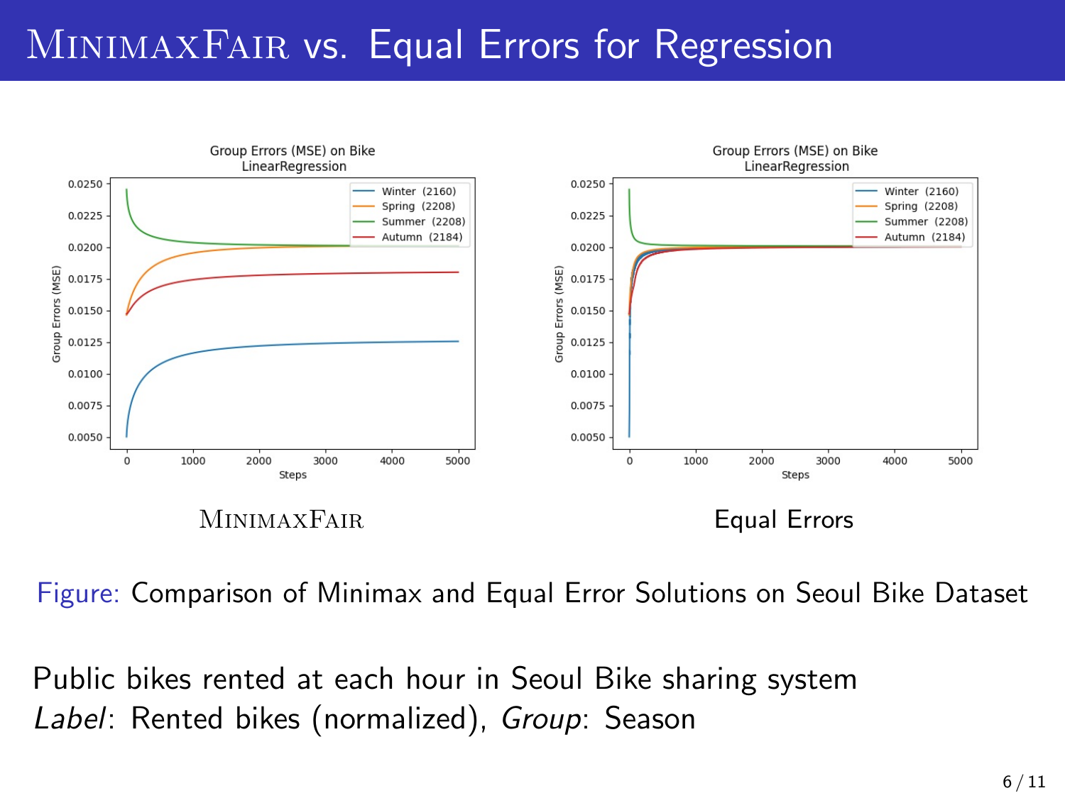# MinimaxFair vs. Equal Errors for Regression

MinimaxFair

Equal Errors

Figure: Comparison of Minimax and Equal Error Solutions on Seoul Bike Dataset

Public bikes rented at each hour in Seoul Bike sharing system
*Label*: Rented bikes (normalized), *Group*: Season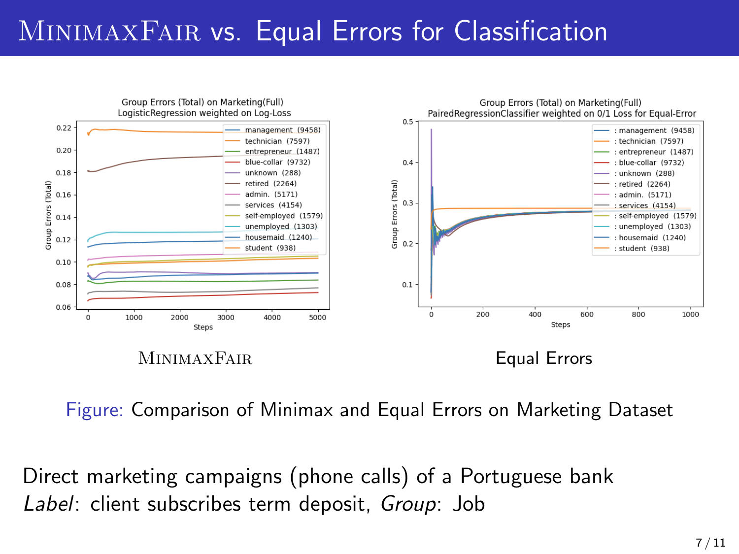# MinimaxFair vs. Equal Errors for Classification

MinimaxFair

Equal Errors

Figure: Comparison of Minimax and Equal Errors on Marketing Dataset

Direct marketing campaigns (phone calls) of a Portuguese bank
*Label*: client subscribes term deposit, *Group*: Job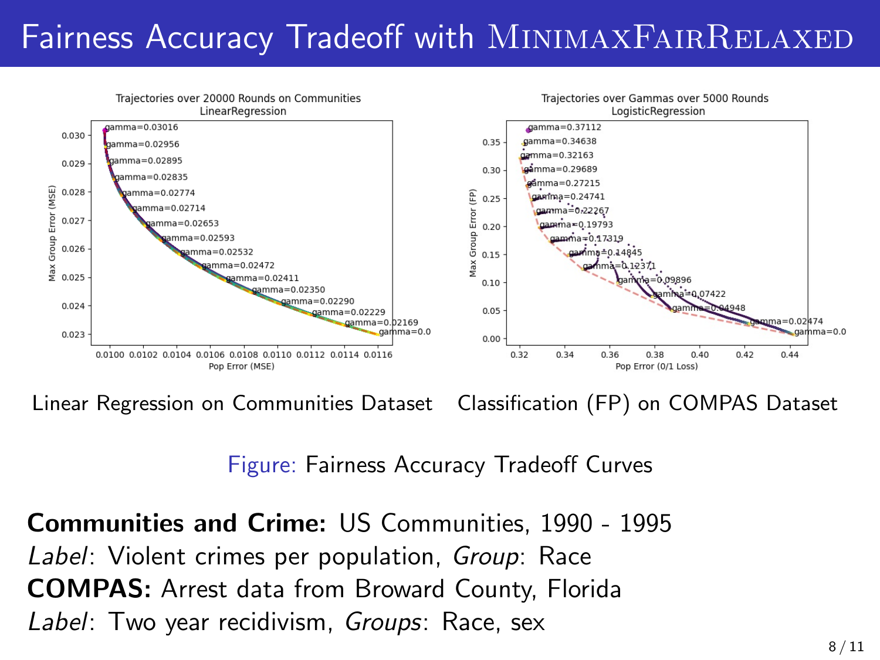# Fairness Accuracy Tradeoff with MinimaxFairRelaxed

Linear Regression on Communities Dataset    Classification (FP) on COMPAS Dataset

Figure: Fairness Accuracy Tradeoff Curves

**Communities and Crime:** US Communities, 1990 - 1995
*Label*: Violent crimes per population, *Group*: Race
**COMPAS:** Arrest data from Broward County, Florida
*Label*: Two year recidivism, *Groups*: Race, sex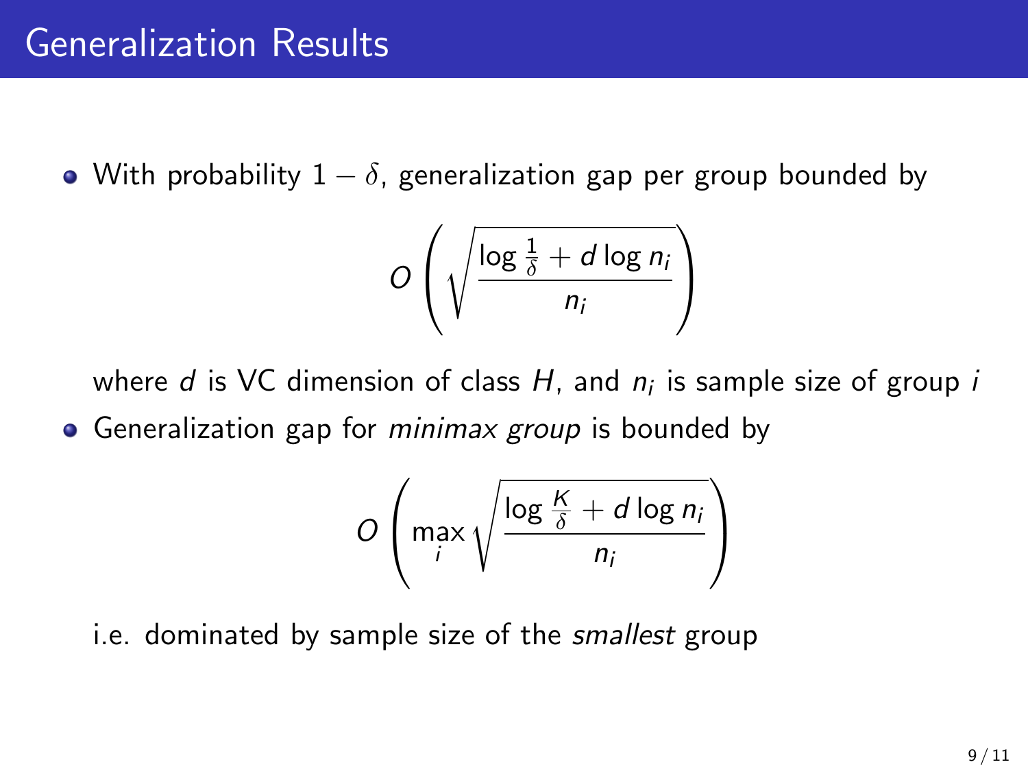# Generalization Results

- With probability $1 - \delta$, generalization gap per group bounded by

$$O\left(\sqrt{\frac{\log \frac{1}{\delta} + d \log n_i}{n_i}}\right)$$

  where $d$ is VC dimension of class $H$, and $n_i$ is sample size of group $i$

- Generalization gap for *minimax group* is bounded by

$$O\left(\max_i \sqrt{\frac{\log \frac{K}{\delta} + d \log n_i}{n_i}}\right)$$

  i.e. dominated by sample size of the *smallest* group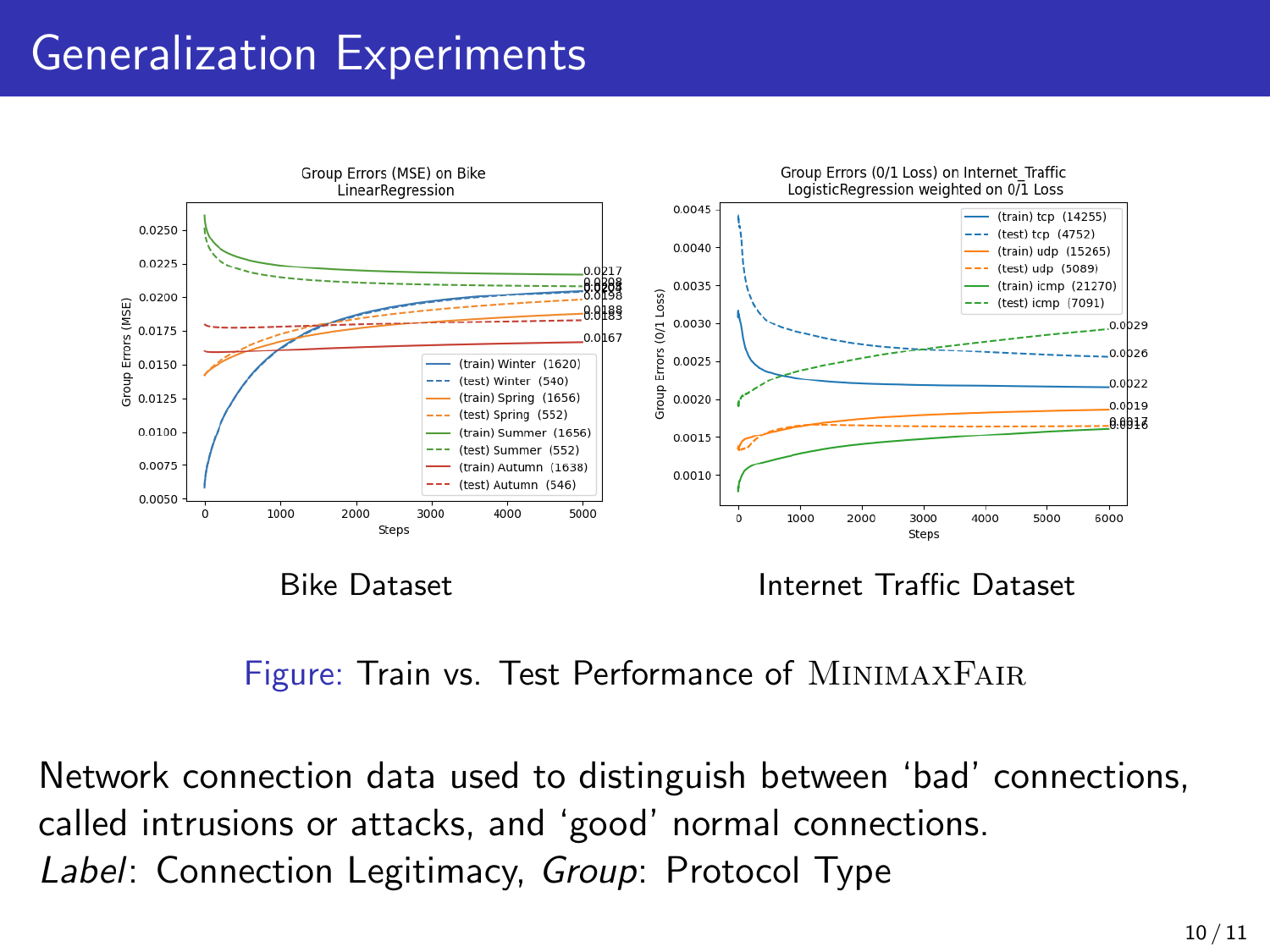# Generalization Experiments

Bike Dataset

Internet Traffic Dataset

Figure: Train vs. Test Performance of MinimaxFair

Network connection data used to distinguish between 'bad' connections, called intrusions or attacks, and 'good' normal connections.
*Label*: Connection Legitimacy, *Group*: Protocol Type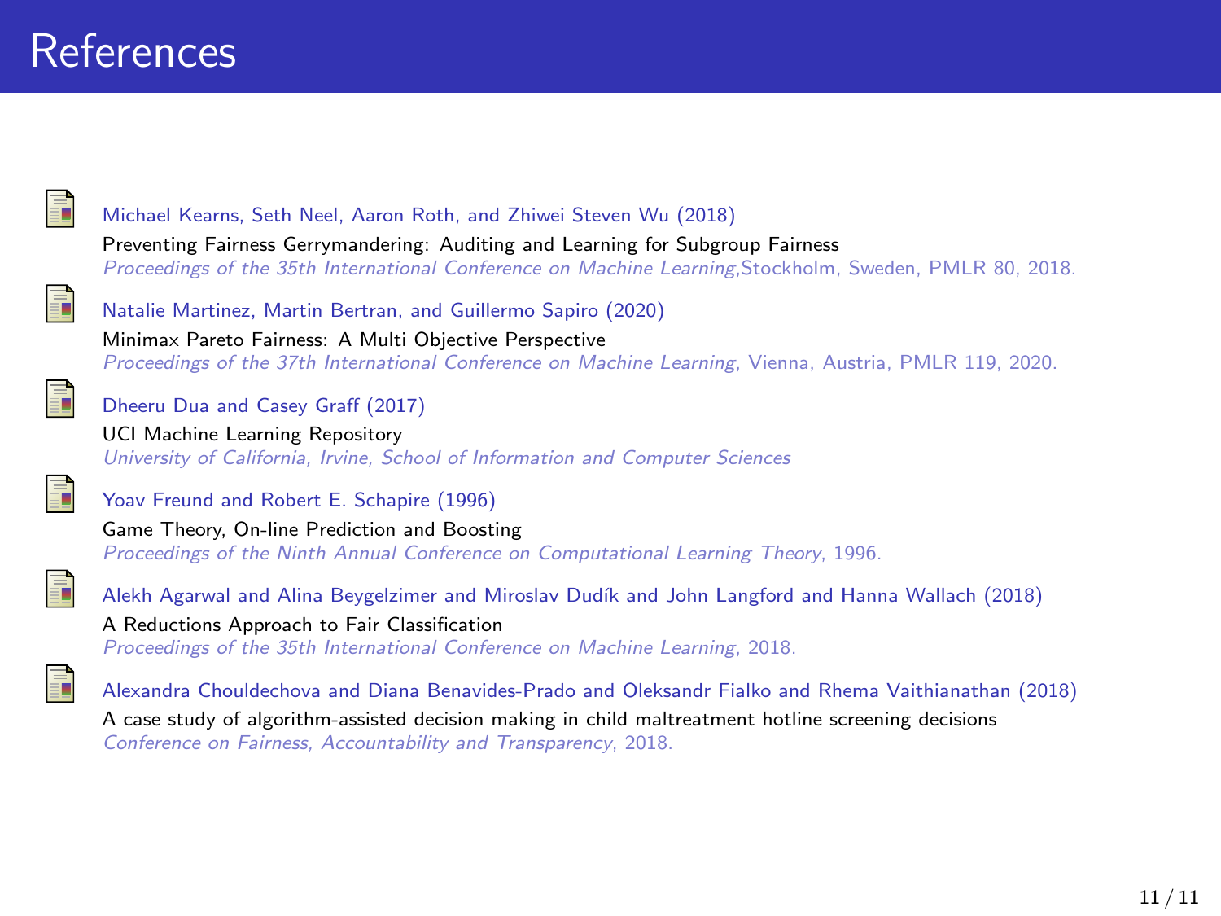# References

Michael Kearns, Seth Neel, Aaron Roth, and Zhiwei Steven Wu (2018)
Preventing Fairness Gerrymandering: Auditing and Learning for Subgroup Fairness
*Proceedings of the 35th International Conference on Machine Learning*,Stockholm, Sweden, PMLR 80, 2018.

Natalie Martinez, Martin Bertran, and Guillermo Sapiro (2020)
Minimax Pareto Fairness: A Multi Objective Perspective
*Proceedings of the 37th International Conference on Machine Learning*, Vienna, Austria, PMLR 119, 2020.

Dheeru Dua and Casey Graff (2017)
UCI Machine Learning Repository
*University of California, Irvine, School of Information and Computer Sciences*

Yoav Freund and Robert E. Schapire (1996)
Game Theory, On-line Prediction and Boosting
*Proceedings of the Ninth Annual Conference on Computational Learning Theory*, 1996.

Alekh Agarwal and Alina Beygelzimer and Miroslav Dudík and John Langford and Hanna Wallach (2018)
A Reductions Approach to Fair Classification
*Proceedings of the 35th International Conference on Machine Learning*, 2018.

Alexandra Chouldechova and Diana Benavides-Prado and Oleksandr Fialko and Rhema Vaithianathan (2018)
A case study of algorithm-assisted decision making in child maltreatment hotline screening decisions
*Conference on Fairness, Accountability and Transparency*, 2018.